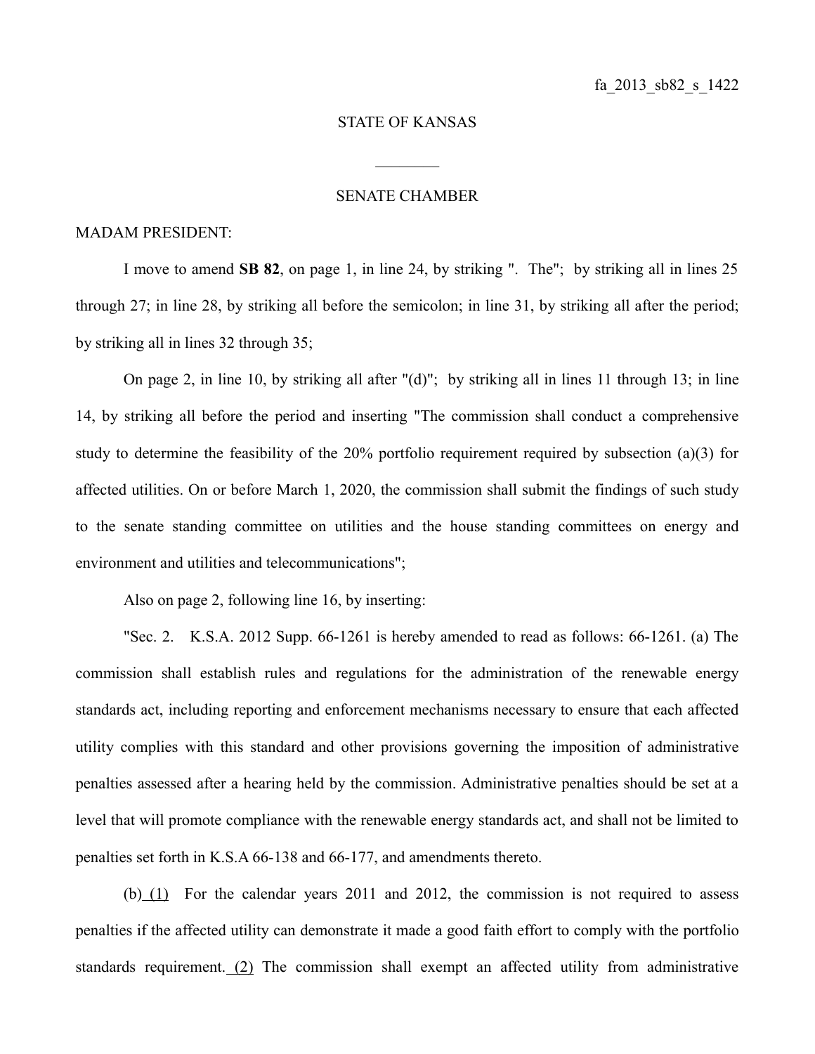fa_2013_sb82_s_1422

STATE OF KANSAS

________

SENATE CHAMBER

MADAM PRESIDENT:

I move to amend **SB 82**, on page 1, in line 24, by striking ". The"; by striking all in lines 25 through 27; in line 28, by striking all before the semicolon; in line 31, by striking all after the period; by striking all in lines 32 through 35;

On page 2, in line 10, by striking all after "(d)"; by striking all in lines 11 through 13; in line 14, by striking all before the period and inserting "The commission shall conduct a comprehensive study to determine the feasibility of the 20% portfolio requirement required by subsection (a)(3) for affected utilities. On or before March 1, 2020, the commission shall submit the findings of such study to the senate standing committee on utilities and the house standing committees on energy and environment and utilities and telecommunications";

Also on page 2, following line 16, by inserting:

"Sec. 2. K.S.A. 2012 Supp. 66-1261 is hereby amended to read as follows: 66-1261. (a) The commission shall establish rules and regulations for the administration of the renewable energy standards act, including reporting and enforcement mechanisms necessary to ensure that each affected utility complies with this standard and other provisions governing the imposition of administrative penalties assessed after a hearing held by the commission. Administrative penalties should be set at a level that will promote compliance with the renewable energy standards act, and shall not be limited to penalties set forth in K.S.A 66-138 and 66-177, and amendments thereto.

(b) <u>(1)</u> For the calendar years 2011 and 2012, the commission is not required to assess penalties if the affected utility can demonstrate it made a good faith effort to comply with the portfolio standards requirement. <u>(2)</u> The commission shall exempt an affected utility from administrative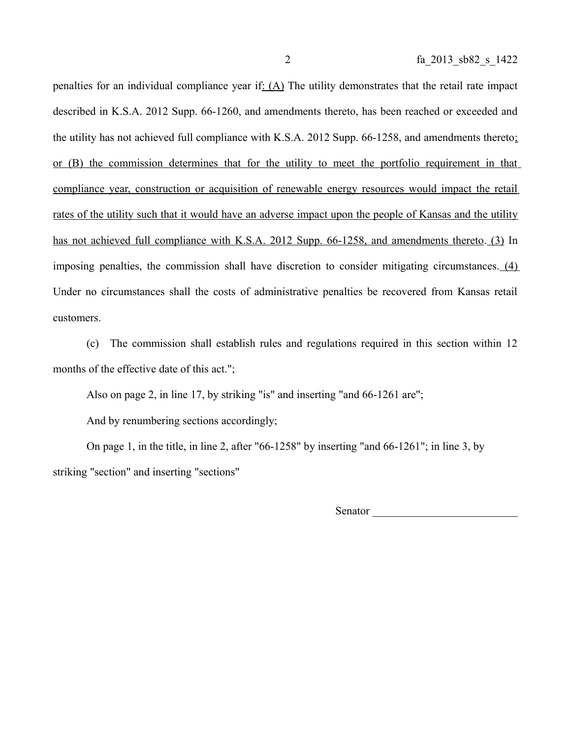penalties for an individual compliance year if: (A) The utility demonstrates that the retail rate impact described in K.S.A. 2012 Supp. 66-1260, and amendments thereto, has been reached or exceeded and the utility has not achieved full compliance with K.S.A. 2012 Supp. 66-1258, and amendments thereto; or (B) the commission determines that for the utility to meet the portfolio requirement in that compliance year, construction or acquisition of renewable energy resources would impact the retail rates of the utility such that it would have an adverse impact upon the people of Kansas and the utility has not achieved full compliance with K.S.A. 2012 Supp. 66-1258, and amendments thereto. (3) In imposing penalties, the commission shall have discretion to consider mitigating circumstances. (4) Under no circumstances shall the costs of administrative penalties be recovered from Kansas retail customers.

(c) The commission shall establish rules and regulations required in this section within 12 months of the effective date of this act.";

Also on page 2, in line 17, by striking "is" and inserting "and 66-1261 are";

And by renumbering sections accordingly;

On page 1, in the title, in line 2, after "66-1258" by inserting "and 66-1261"; in line 3, by striking "section" and inserting "sections"

Senator ___________________________